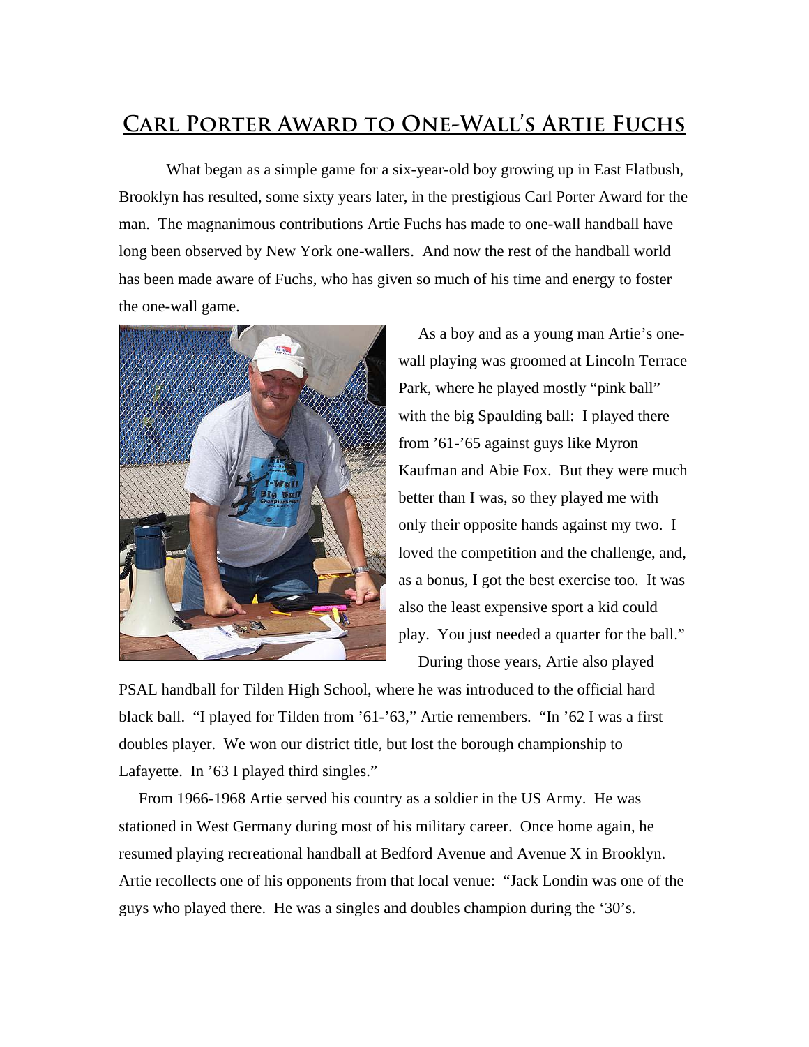# Carl Porter Award to One-Wall's Artie Fuchs

What began as a simple game for a six-year-old boy growing up in East Flatbush, Brooklyn has resulted, some sixty years later, in the prestigious Carl Porter Award for the man. The magnanimous contributions Artie Fuchs has made to one-wall handball have long been observed by New York one-wallers. And now the rest of the handball world has been made aware of Fuchs, who has given so much of his time and energy to foster the one-wall game.

As a boy and as a young man Artie's one-wall playing was groomed at Lincoln Terrace Park, where he played mostly "pink ball" with the big Spaulding ball: I played there from '61-'65 against guys like Myron Kaufman and Abie Fox. But they were much better than I was, so they played me with only their opposite hands against my two. I loved the competition and the challenge, and, as a bonus, I got the best exercise too. It was also the least expensive sport a kid could play. You just needed a quarter for the ball."

During those years, Artie also played PSAL handball for Tilden High School, where he was introduced to the official hard black ball. "I played for Tilden from '61-'63," Artie remembers. "In '62 I was a first doubles player. We won our district title, but lost the borough championship to Lafayette. In '63 I played third singles."

From 1966-1968 Artie served his country as a soldier in the US Army. He was stationed in West Germany during most of his military career. Once home again, he resumed playing recreational handball at Bedford Avenue and Avenue X in Brooklyn. Artie recollects one of his opponents from that local venue: "Jack Londin was one of the guys who played there. He was a singles and doubles champion during the '30's.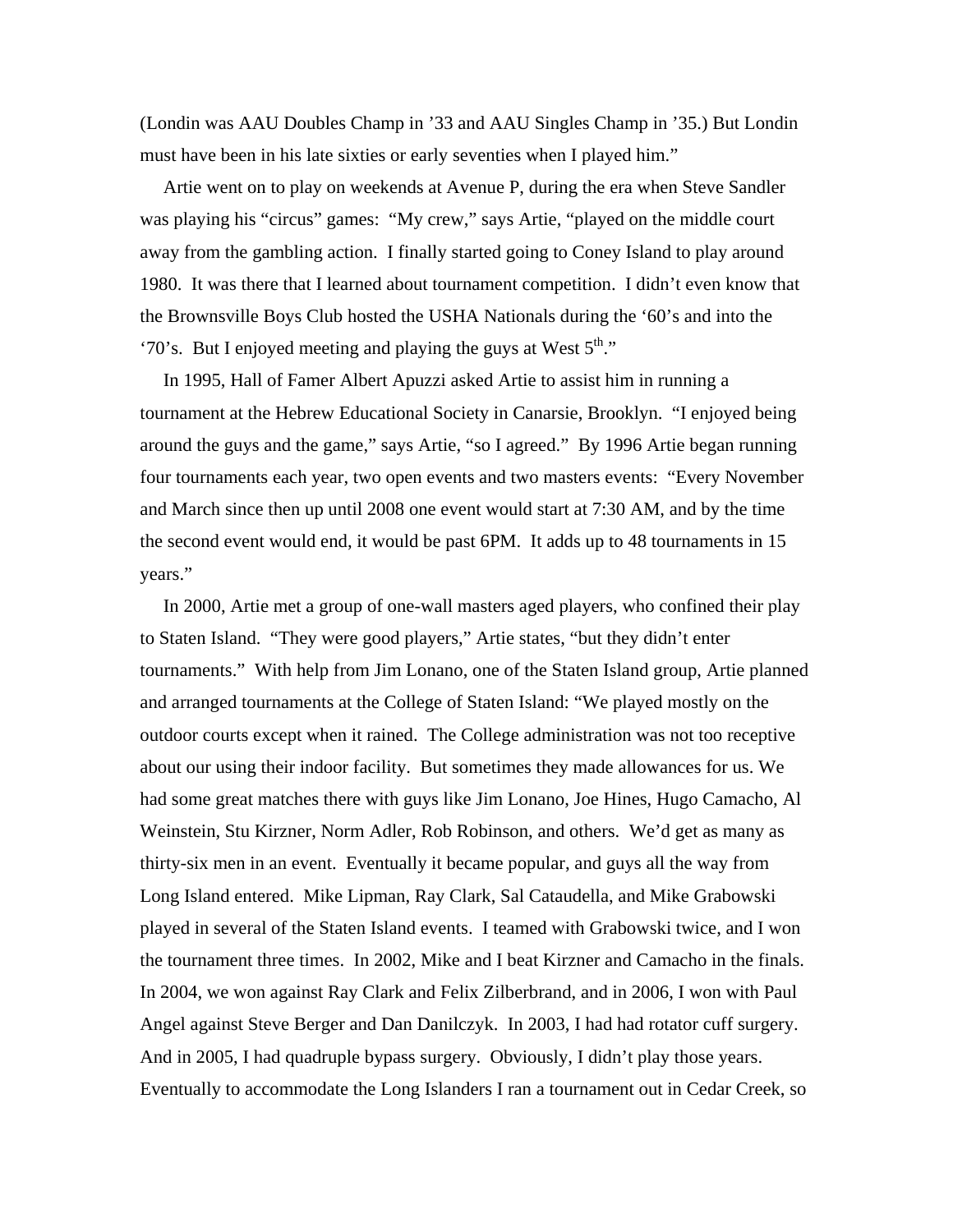(Londin was AAU Doubles Champ in ’33 and AAU Singles Champ in ’35.) But Londin must have been in his late sixties or early seventies when I played him.”

Artie went on to play on weekends at Avenue P, during the era when Steve Sandler was playing his “circus” games: “My crew,” says Artie, “played on the middle court away from the gambling action. I finally started going to Coney Island to play around 1980. It was there that I learned about tournament competition. I didn’t even know that the Brownsville Boys Club hosted the USHA Nationals during the ‘60’s and into the ‘70’s. But I enjoyed meeting and playing the guys at West 5th.”

In 1995, Hall of Famer Albert Apuzzi asked Artie to assist him in running a tournament at the Hebrew Educational Society in Canarsie, Brooklyn. “I enjoyed being around the guys and the game,” says Artie, “so I agreed.” By 1996 Artie began running four tournaments each year, two open events and two masters events: “Every November and March since then up until 2008 one event would start at 7:30 AM, and by the time the second event would end, it would be past 6PM. It adds up to 48 tournaments in 15 years.”

In 2000, Artie met a group of one-wall masters aged players, who confined their play to Staten Island. “They were good players,” Artie states, “but they didn’t enter tournaments.” With help from Jim Lonano, one of the Staten Island group, Artie planned and arranged tournaments at the College of Staten Island: “We played mostly on the outdoor courts except when it rained. The College administration was not too receptive about our using their indoor facility. But sometimes they made allowances for us. We had some great matches there with guys like Jim Lonano, Joe Hines, Hugo Camacho, Al Weinstein, Stu Kirzner, Norm Adler, Rob Robinson, and others. We’d get as many as thirty-six men in an event. Eventually it became popular, and guys all the way from Long Island entered. Mike Lipman, Ray Clark, Sal Cataudella, and Mike Grabowski played in several of the Staten Island events. I teamed with Grabowski twice, and I won the tournament three times. In 2002, Mike and I beat Kirzner and Camacho in the finals. In 2004, we won against Ray Clark and Felix Zilberbrand, and in 2006, I won with Paul Angel against Steve Berger and Dan Danilczyk. In 2003, I had had rotator cuff surgery. And in 2005, I had quadruple bypass surgery. Obviously, I didn’t play those years. Eventually to accommodate the Long Islanders I ran a tournament out in Cedar Creek, so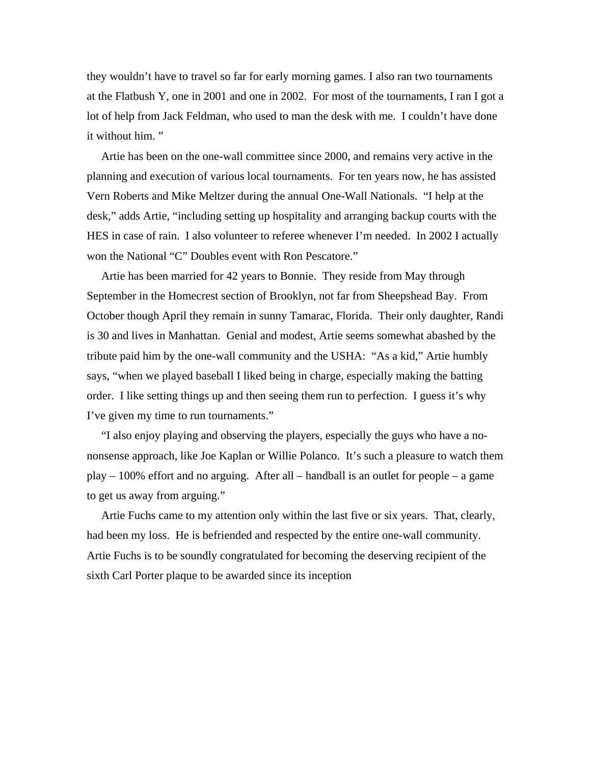they wouldn't have to travel so far for early morning games. I also ran two tournaments at the Flatbush Y, one in 2001 and one in 2002. For most of the tournaments, I ran I got a lot of help from Jack Feldman, who used to man the desk with me. I couldn't have done it without him. "

Artie has been on the one-wall committee since 2000, and remains very active in the planning and execution of various local tournaments. For ten years now, he has assisted Vern Roberts and Mike Meltzer during the annual One-Wall Nationals. "I help at the desk," adds Artie, "including setting up hospitality and arranging backup courts with the HES in case of rain. I also volunteer to referee whenever I'm needed. In 2002 I actually won the National "C" Doubles event with Ron Pescatore."

Artie has been married for 42 years to Bonnie. They reside from May through September in the Homecrest section of Brooklyn, not far from Sheepshead Bay. From October though April they remain in sunny Tamarac, Florida. Their only daughter, Randi is 30 and lives in Manhattan. Genial and modest, Artie seems somewhat abashed by the tribute paid him by the one-wall community and the USHA: "As a kid," Artie humbly says, "when we played baseball I liked being in charge, especially making the batting order. I like setting things up and then seeing them run to perfection. I guess it's why I've given my time to run tournaments."

"I also enjoy playing and observing the players, especially the guys who have a no-nonsense approach, like Joe Kaplan or Willie Polanco. It's such a pleasure to watch them play – 100% effort and no arguing. After all – handball is an outlet for people – a game to get us away from arguing."

Artie Fuchs came to my attention only within the last five or six years. That, clearly, had been my loss. He is befriended and respected by the entire one-wall community. Artie Fuchs is to be soundly congratulated for becoming the deserving recipient of the sixth Carl Porter plaque to be awarded since its inception